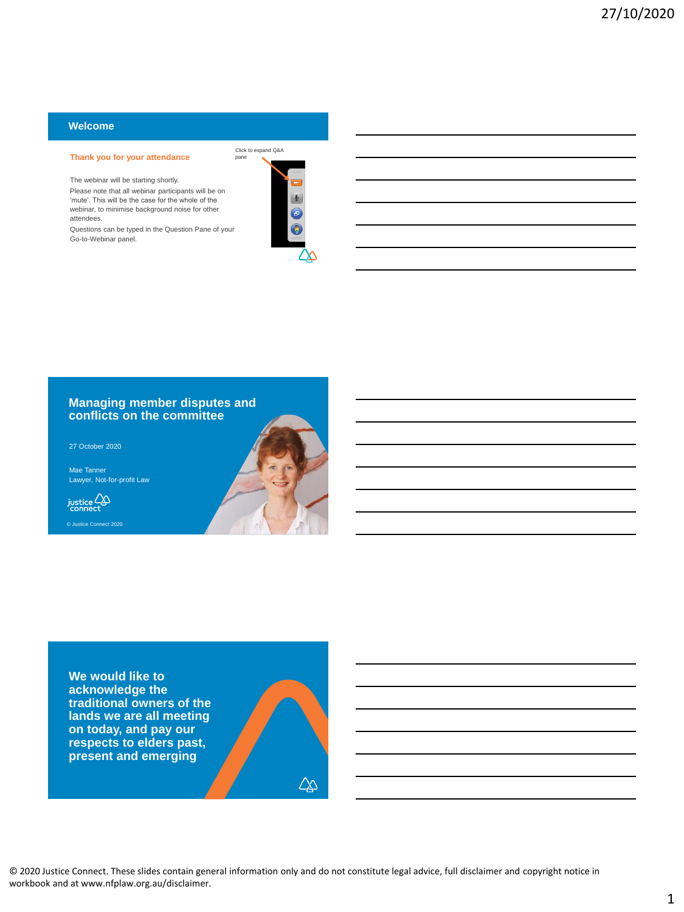## Welcome

**Thank you for your attendance**

Click to expand Q&A pane

The webinar will be starting shortly.

Please note that all webinar participants will be on 'mute'. This will be the case for the whole of the webinar, to minimise background noise for other attendees.

Questions can be typed in the Question Pane of your Go-to-Webinar panel.

## Managing member disputes and conflicts on the committee

27 October 2020

Mae Tanner
Lawyer, Not-for-profit Law

justice connect

© Justice Connect 2020

**We would like to acknowledge the traditional owners of the lands we are all meeting on today, and pay our respects to elders past, present and emerging**

© 2020 Justice Connect. These slides contain general information only and do not constitute legal advice, full disclaimer and copyright notice in workbook and at www.nfplaw.org.au/disclaimer.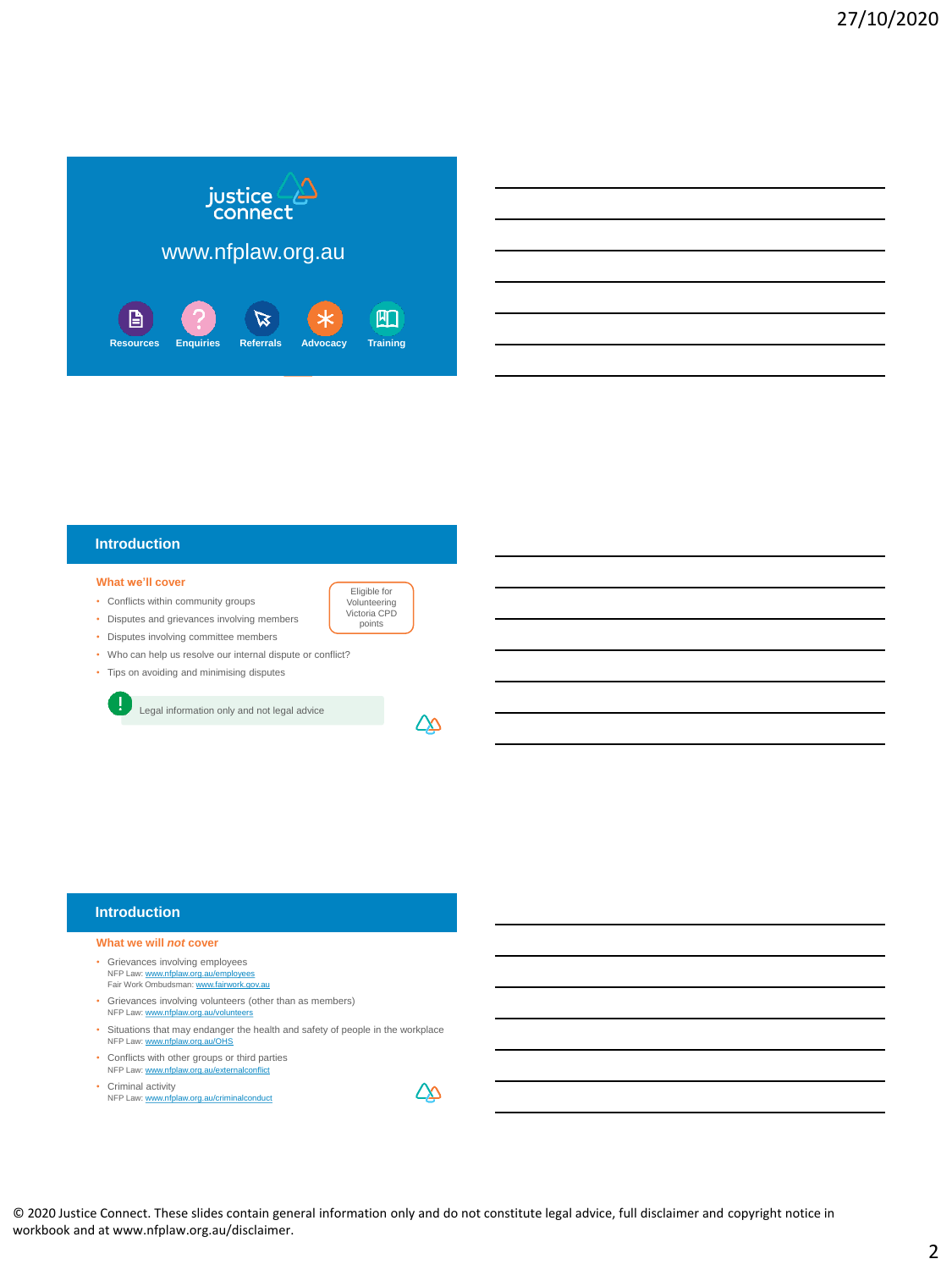justice connect

www.nfplaw.org.au

Resources · Enquiries · Referrals · Advocacy · Training

## Introduction

### What we'll cover

- Conflicts within community groups
- Disputes and grievances involving members
- Disputes involving committee members
- Who can help us resolve our internal dispute or conflict?
- Tips on avoiding and minimising disputes

Eligible for Volunteering Victoria CPD points

! Legal information only and not legal advice

## Introduction

### What we will *not* cover

- Grievances involving employees
  NFP Law: www.nfplaw.org.au/employees
  Fair Work Ombudsman: www.fairwork.gov.au
- Grievances involving volunteers (other than as members)
  NFP Law: www.nfplaw.org.au/volunteers
- Situations that may endanger the health and safety of people in the workplace
  NFP Law: www.nfplaw.org.au/OHS
- Conflicts with other groups or third parties
  NFP Law: www.nfplaw.org.au/externalconflict
- Criminal activity
  NFP Law: www.nfplaw.org.au/criminalconduct

© 2020 Justice Connect. These slides contain general information only and do not constitute legal advice, full disclaimer and copyright notice in workbook and at www.nfplaw.org.au/disclaimer.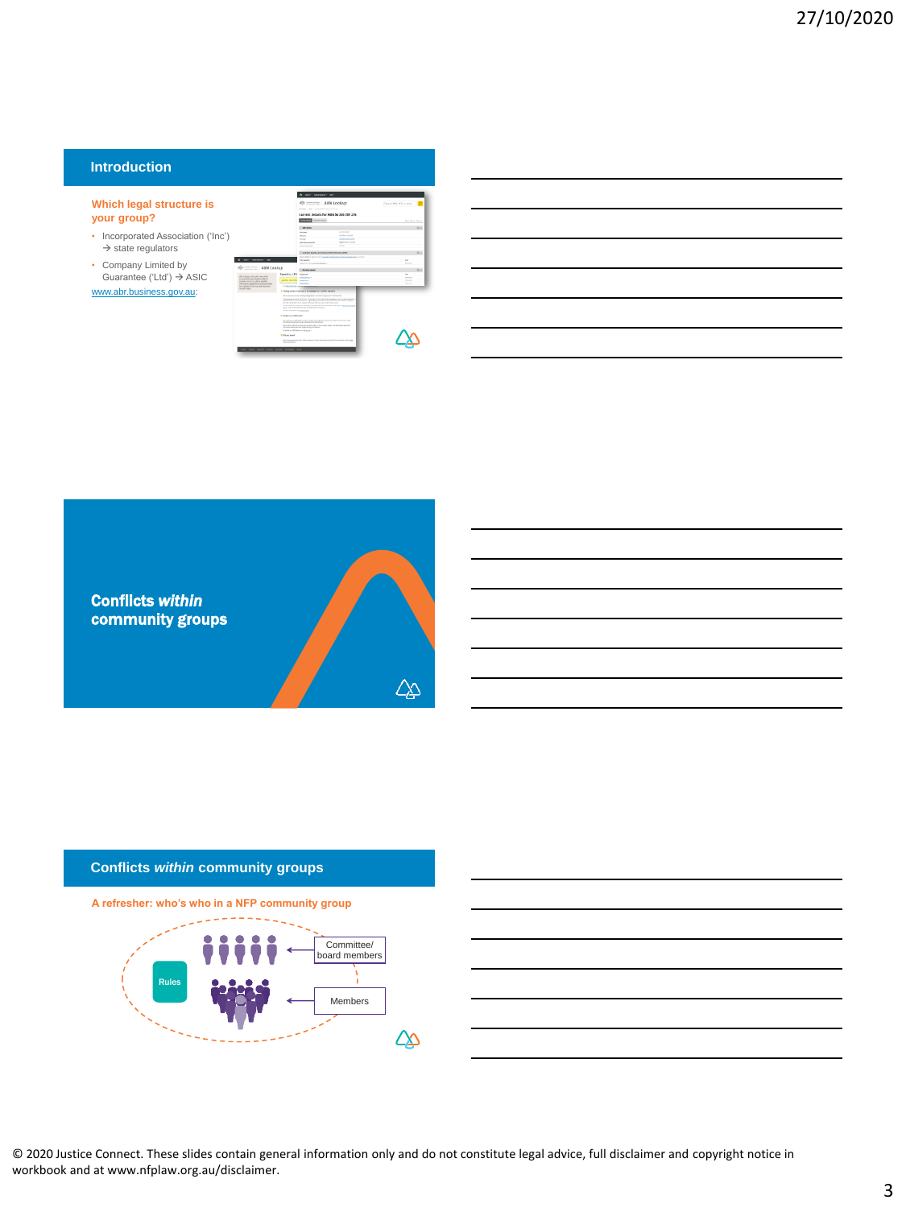## Introduction

**Which legal structure is your group?**

- Incorporated Association ('Inc') → state regulators
- Company Limited by Guarantee ('Ltd') → ASIC

www.abr.business.gov.au:

## Conflicts *within* community groups

## Conflicts *within* community groups

**A refresher: who's who in a NFP community group**

Rules

Committee/ board members

Members

© 2020 Justice Connect. These slides contain general information only and do not constitute legal advice, full disclaimer and copyright notice in workbook and at www.nfplaw.org.au/disclaimer.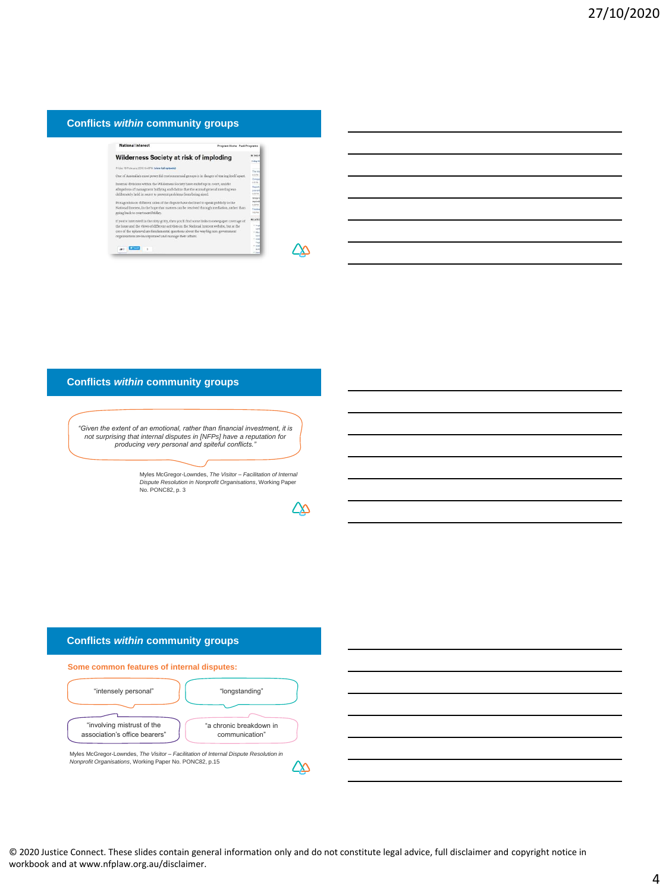## Conflicts *within* community groups

**National Interest**

**Wilderness Society at risk of imploding**

Friday 19 February 2010 6:45PM (view full episode)

One of Australia's most powerful environmental groups is in danger of tearing itself apart.

Internal divisions within the Wilderness Society have ended up in court, amidst allegations of management bullying and claims that the annual general meeting was deliberately held in secret to prevent problems from being aired.

Protagonists on different sides of the dispute have declined to speak publicly to the National Interest, in the hope that matters can be resolved through mediation, rather than going back to court next Friday.

If you're interested in the nitty gritty, then you'll find some links to newspaper coverage of the issue and the views of different activists on the National Interest website, but at the core of the upheaval are fundamental questions about the way big non-government organisations are incorporated and manage their affairs.

## Conflicts *within* community groups

*"Given the extent of an emotional, rather than financial investment, it is not surprising that internal disputes in [NFPs] have a reputation for producing very personal and spiteful conflicts."*

Myles McGregor-Lowndes, *The Visitor – Facilitation of Internal Dispute Resolution in Nonprofit Organisations*, Working Paper No. PONC82, p. 3

## Conflicts *within* community groups

**Some common features of internal disputes:**

- "intensely personal"
- "longstanding"
- "involving mistrust of the association's office bearers"
- "a chronic breakdown in communication"

Myles McGregor-Lowndes, *The Visitor – Facilitation of Internal Dispute Resolution in Nonprofit Organisations*, Working Paper No. PONC82, p.15

© 2020 Justice Connect. These slides contain general information only and do not constitute legal advice, full disclaimer and copyright notice in workbook and at www.nfplaw.org.au/disclaimer.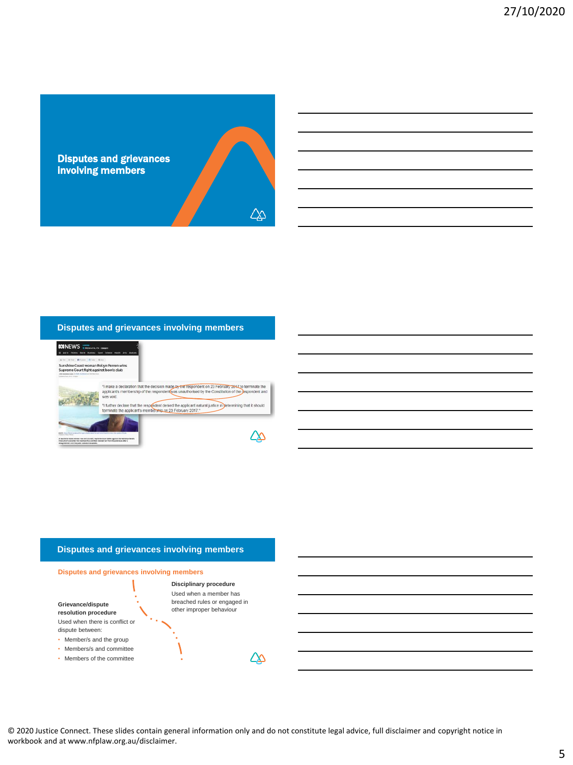## Disputes and grievances involving members

## Disputes and grievances involving members

**Sunshine Coast woman Robyn Perren wins Supreme Court fight against bowls club**

"I make a declaration that the decision made by the respondent on 23 February 2017 to terminate the applicant's membership of the respondent was unauthorised by the Constitution of the respondent and was void.

"I further declare that the respondent denied the applicant natural justice in determining that it should terminate the applicant's membership on 23 February 2017."

## Disputes and grievances involving members

### Disputes and grievances involving members

**Grievance/dispute resolution procedure**

Used when there is conflict or dispute between:

- Member/s and the group
- Members/s and committee
- Members of the committee

**Disciplinary procedure**

Used when a member has breached rules or engaged in other improper behaviour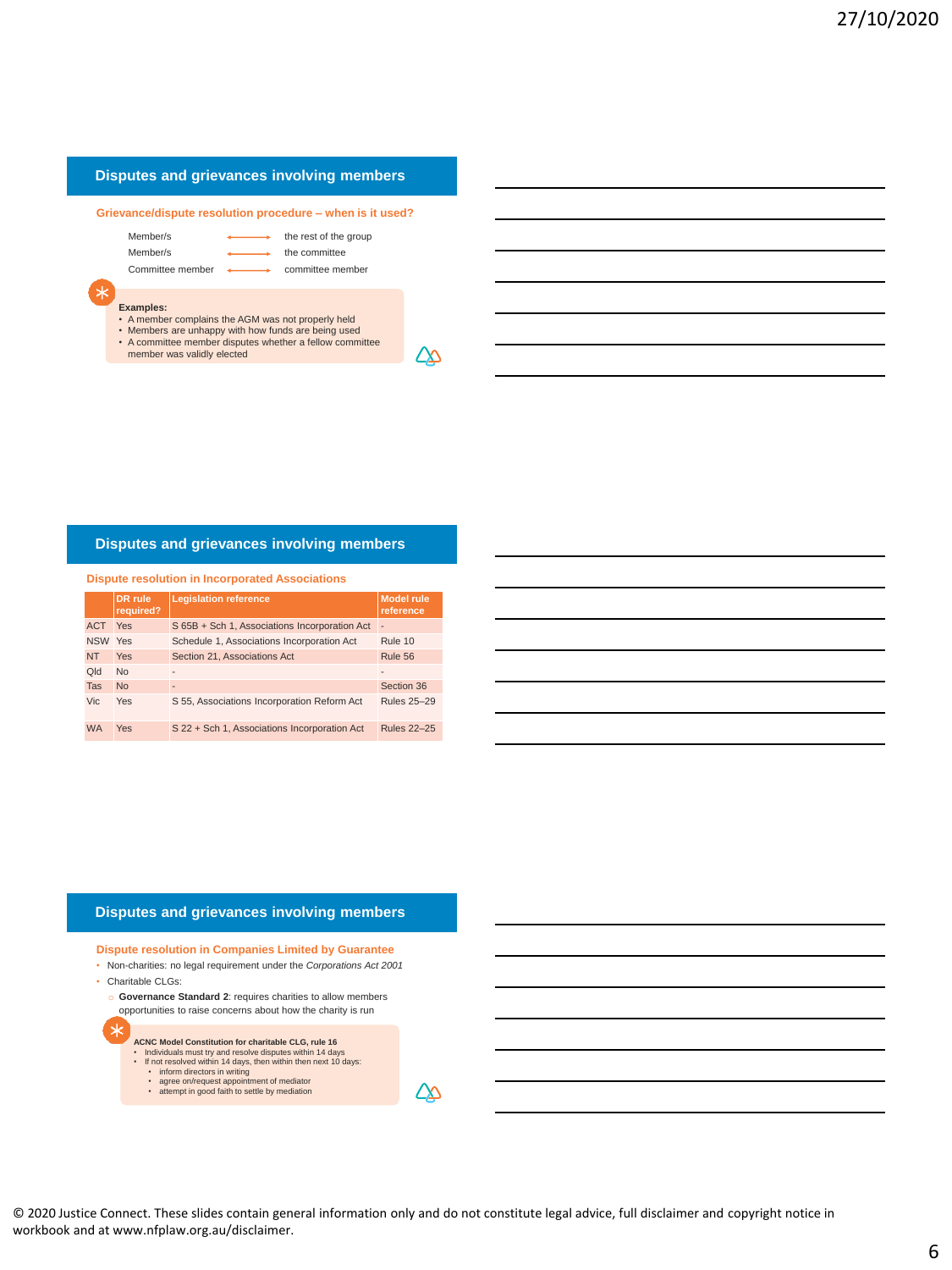## Disputes and grievances involving members

### Grievance/dispute resolution procedure – when is it used?

| | | |
|---|---|---|
| Member/s | ⟷ | the rest of the group |
| Member/s | ⟷ | the committee |
| Committee member | ⟷ | committee member |

**Examples:**

- A member complains the AGM was not properly held
- Members are unhappy with how funds are being used
- A committee member disputes whether a fellow committee member was validly elected

## Disputes and grievances involving members

### Dispute resolution in Incorporated Associations

| | DR rule required? | Legislation reference | Model rule reference |
|---|---|---|---|
| ACT | Yes | S 65B + Sch 1, Associations Incorporation Act | - |
| NSW | Yes | Schedule 1, Associations Incorporation Act | Rule 10 |
| NT | Yes | Section 21, Associations Act | Rule 56 |
| Qld | No | - | - |
| Tas | No | - | Section 36 |
| Vic | Yes | S 55, Associations Incorporation Reform Act | Rules 25–29 |
| WA | Yes | S 22 + Sch 1, Associations Incorporation Act | Rules 22–25 |

## Disputes and grievances involving members

### Dispute resolution in Companies Limited by Guarantee

- Non-charities: no legal requirement under the *Corporations Act 2001*
- Charitable CLGs:
  - **Governance Standard 2**: requires charities to allow members opportunities to raise concerns about how the charity is run

**ACNC Model Constitution for charitable CLG, rule 16**

- Individuals must try and resolve disputes within 14 days
- If not resolved within 14 days, then within then next 10 days:
  - inform directors in writing
  - agree on/request appointment of mediator
  - attempt in good faith to settle by mediation

© 2020 Justice Connect. These slides contain general information only and do not constitute legal advice, full disclaimer and copyright notice in workbook and at www.nfplaw.org.au/disclaimer.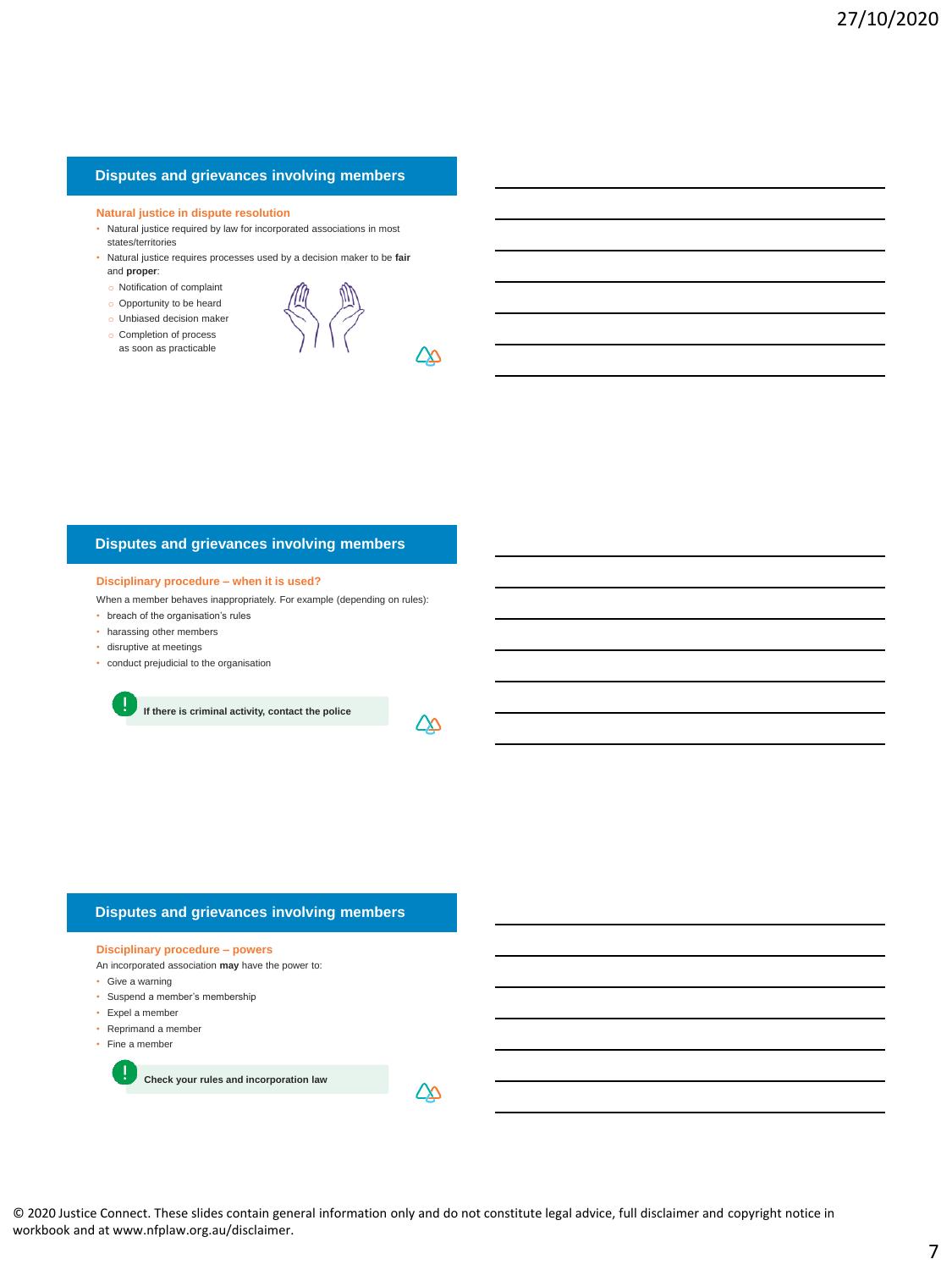## Disputes and grievances involving members

### Natural justice in dispute resolution

- Natural justice required by law for incorporated associations in most states/territories
- Natural justice requires processes used by a decision maker to be **fair** and **proper**:
  - Notification of complaint
  - Opportunity to be heard
  - Unbiased decision maker
  - Completion of process as soon as practicable

## Disputes and grievances involving members

### Disciplinary procedure – when it is used?

When a member behaves inappropriately. For example (depending on rules):

- breach of the organisation's rules
- harassing other members
- disruptive at meetings
- conduct prejudicial to the organisation

**If there is criminal activity, contact the police**

## Disputes and grievances involving members

### Disciplinary procedure – powers

An incorporated association **may** have the power to:

- Give a warning
- Suspend a member's membership
- Expel a member
- Reprimand a member
- Fine a member

**Check your rules and incorporation law**

© 2020 Justice Connect. These slides contain general information only and do not constitute legal advice, full disclaimer and copyright notice in workbook and at www.nfplaw.org.au/disclaimer.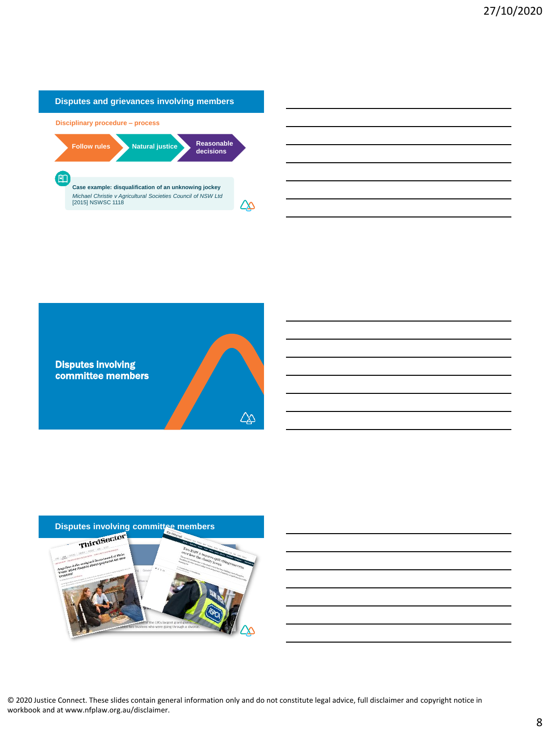## Disputes and grievances involving members

**Disciplinary procedure – process**

Follow rules → Natural justice → Reasonable decisions

**Case example: disqualification of an unknowing jockey**
*Michael Christie v Agricultural Societies Council of NSW Ltd* [2015] NSWSC 1118

## Disputes involving committee members

## Disputes involving committee members

© 2020 Justice Connect. These slides contain general information only and do not constitute legal advice, full disclaimer and copyright notice in workbook and at www.nfplaw.org.au/disclaimer.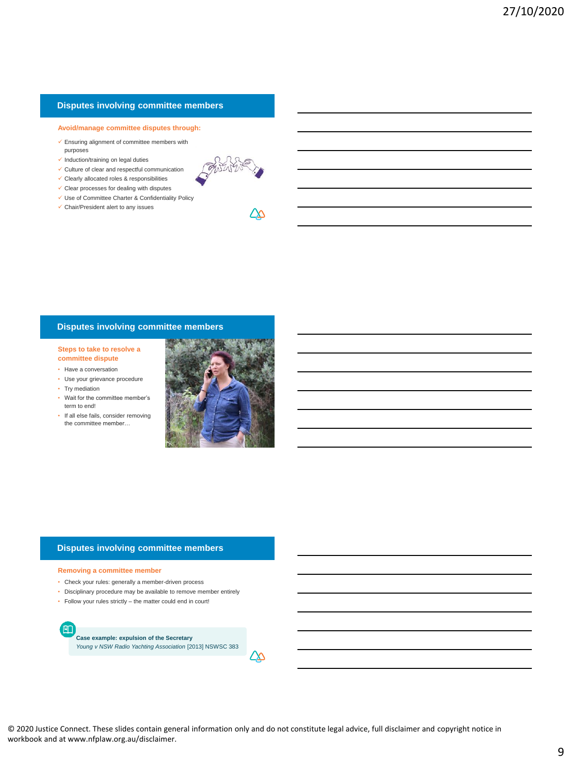## Disputes involving committee members

**Avoid/manage committee disputes through:**

- ✓ Ensuring alignment of committee members with purposes
- ✓ Induction/training on legal duties
- ✓ Culture of clear and respectful communication
- ✓ Clearly allocated roles & responsibilities
- ✓ Clear processes for dealing with disputes
- ✓ Use of Committee Charter & Confidentiality Policy
- ✓ Chair/President alert to any issues

## Disputes involving committee members

**Steps to take to resolve a committee dispute**

- Have a conversation
- Use your grievance procedure
- Try mediation
- Wait for the committee member's term to end!
- If all else fails, consider removing the committee member…

## Disputes involving committee members

**Removing a committee member**

- Check your rules: generally a member-driven process
- Disciplinary procedure may be available to remove member entirely
- Follow your rules strictly – the matter could end in court!

**Case example: expulsion of the Secretary**
*Young v NSW Radio Yachting Association* [2013] NSWSC 383

© 2020 Justice Connect. These slides contain general information only and do not constitute legal advice, full disclaimer and copyright notice in workbook and at www.nfplaw.org.au/disclaimer.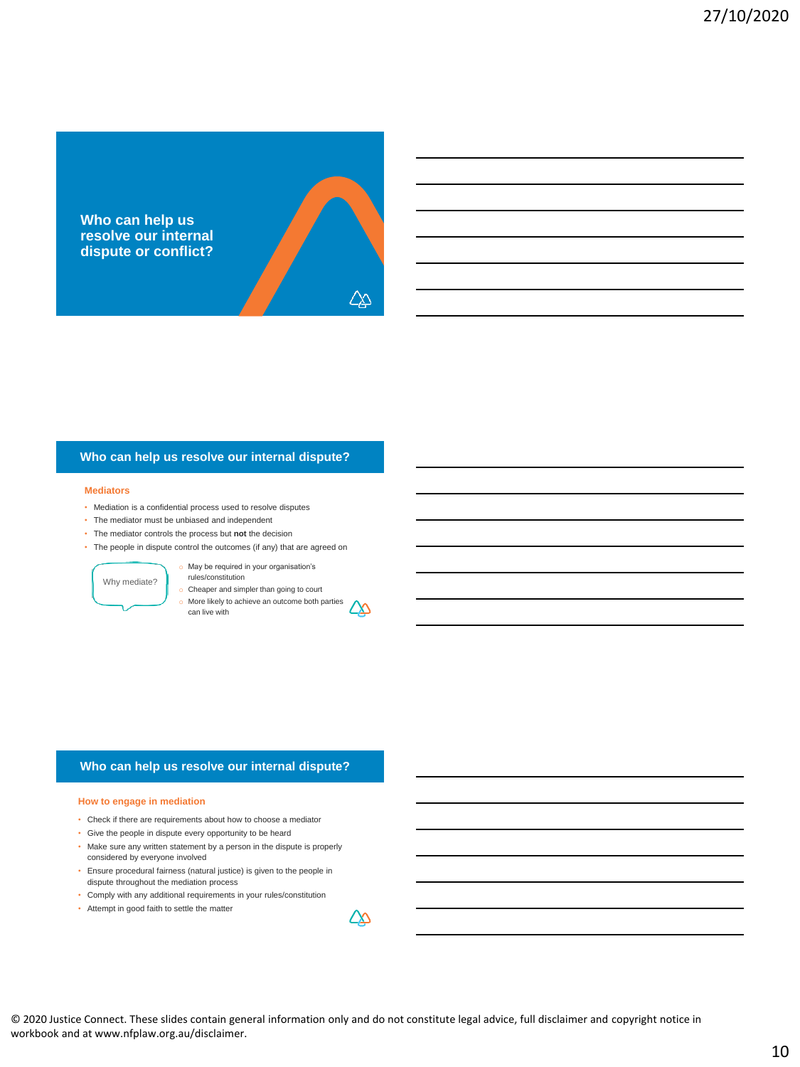## Who can help us resolve our internal dispute or conflict?

## Who can help us resolve our internal dispute?

### Mediators

- Mediation is a confidential process used to resolve disputes
- The mediator must be unbiased and independent
- The mediator controls the process but **not** the decision
- The people in dispute control the outcomes (if any) that are agreed on

Why mediate?

- May be required in your organisation's rules/constitution
- Cheaper and simpler than going to court
- More likely to achieve an outcome both parties can live with

## Who can help us resolve our internal dispute?

### How to engage in mediation

- Check if there are requirements about how to choose a mediator
- Give the people in dispute every opportunity to be heard
- Make sure any written statement by a person in the dispute is properly considered by everyone involved
- Ensure procedural fairness (natural justice) is given to the people in dispute throughout the mediation process
- Comply with any additional requirements in your rules/constitution
- Attempt in good faith to settle the matter

© 2020 Justice Connect. These slides contain general information only and do not constitute legal advice, full disclaimer and copyright notice in workbook and at www.nfplaw.org.au/disclaimer.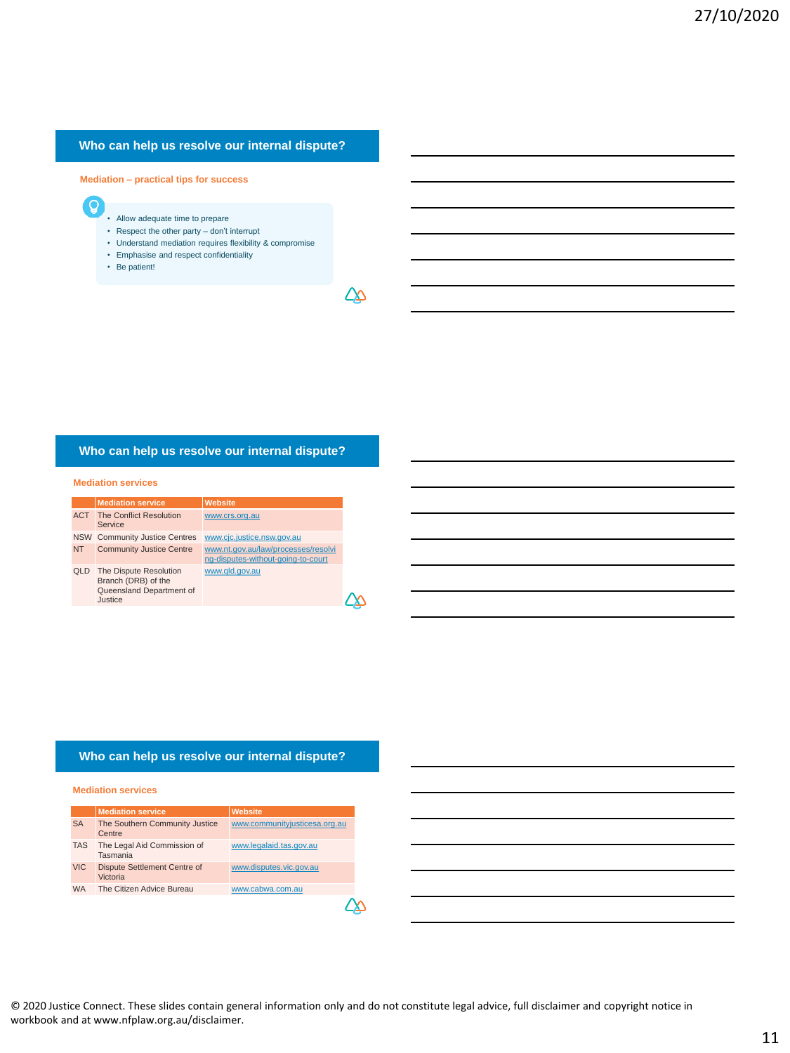## Who can help us resolve our internal dispute?

### Mediation – practical tips for success

- Allow adequate time to prepare
- Respect the other party – don't interrupt
- Understand mediation requires flexibility & compromise
- Emphasise and respect confidentiality
- Be patient!

## Who can help us resolve our internal dispute?

### Mediation services

| | Mediation service | Website |
|---|---|---|
| ACT | The Conflict Resolution Service | www.crs.org.au |
| NSW | Community Justice Centres | www.cjc.justice.nsw.gov.au |
| NT | Community Justice Centre | www.nt.gov.au/law/processes/resolving-disputes-without-going-to-court |
| QLD | The Dispute Resolution Branch (DRB) of the Queensland Department of Justice | www.qld.gov.au |

## Who can help us resolve our internal dispute?

### Mediation services

| | Mediation service | Website |
|---|---|---|
| SA | The Southern Community Justice Centre | www.communityjusticesa.org.au |
| TAS | The Legal Aid Commission of Tasmania | www.legalaid.tas.gov.au |
| VIC | Dispute Settlement Centre of Victoria | www.disputes.vic.gov.au |
| WA | The Citizen Advice Bureau | www.cabwa.com.au |

© 2020 Justice Connect. These slides contain general information only and do not constitute legal advice, full disclaimer and copyright notice in workbook and at www.nfplaw.org.au/disclaimer.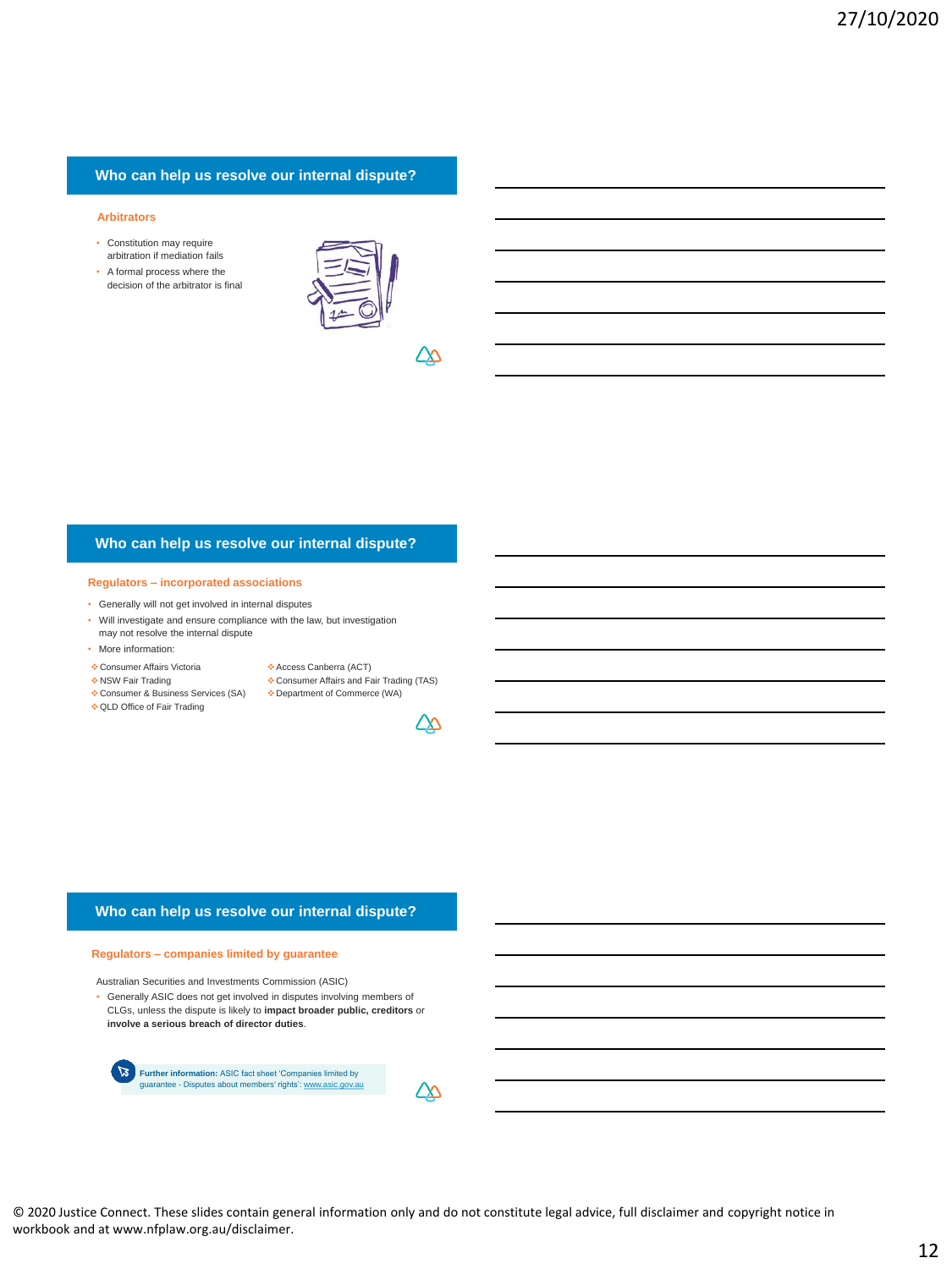## Who can help us resolve our internal dispute?

### Arbitrators

- Constitution may require arbitration if mediation fails
- A formal process where the decision of the arbitrator is final

## Who can help us resolve our internal dispute?

### Regulators – incorporated associations

- Generally will not get involved in internal disputes
- Will investigate and ensure compliance with the law, but investigation may not resolve the internal dispute
- More information:
  - Consumer Affairs Victoria
  - NSW Fair Trading
  - Consumer & Business Services (SA)
  - QLD Office of Fair Trading
  - Access Canberra (ACT)
  - Consumer Affairs and Fair Trading (TAS)
  - Department of Commerce (WA)

## Who can help us resolve our internal dispute?

### Regulators – companies limited by guarantee

Australian Securities and Investments Commission (ASIC)

- Generally ASIC does not get involved in disputes involving members of CLGs, unless the dispute is likely to **impact broader public, creditors** or **involve a serious breach of director duties**.

**Further information:** ASIC fact sheet 'Companies limited by guarantee - Disputes about members' rights': www.asic.gov.au

© 2020 Justice Connect. These slides contain general information only and do not constitute legal advice, full disclaimer and copyright notice in workbook and at www.nfplaw.org.au/disclaimer.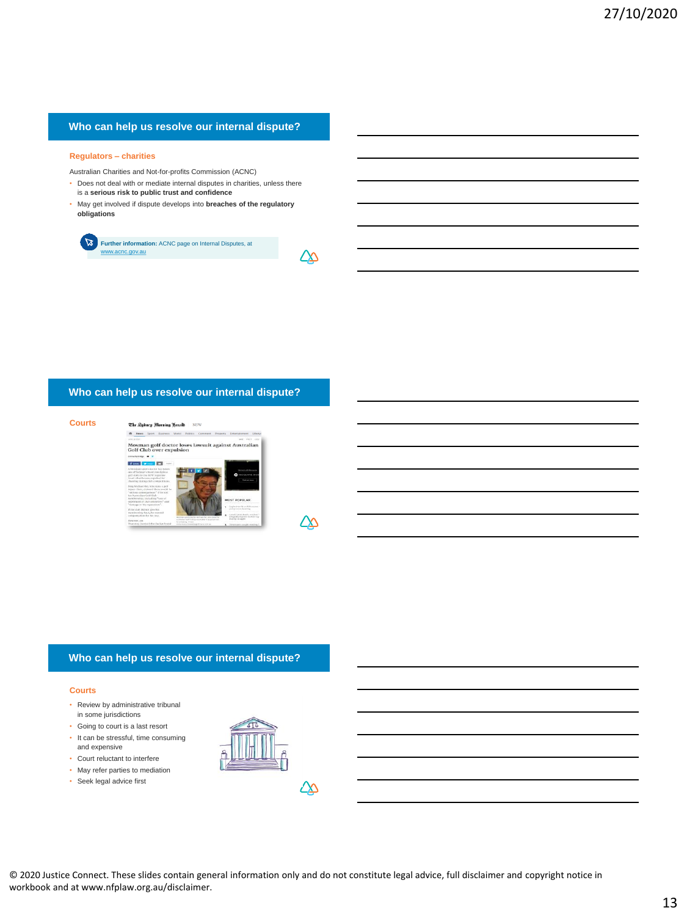## Who can help us resolve our internal dispute?

### Regulators – charities

Australian Charities and Not-for-profits Commission (ACNC)

- Does not deal with or mediate internal disputes in charities, unless there is a **serious risk to public trust and confidence**
- May get involved if dispute develops into **breaches of the regulatory obligations**

**Further information:** ACNC page on Internal Disputes, at www.acnc.gov.au

## Who can help us resolve our internal dispute?

### Courts

## Who can help us resolve our internal dispute?

### Courts

- Review by administrative tribunal in some jurisdictions
- Going to court is a last resort
- It can be stressful, time consuming and expensive
- Court reluctant to interfere
- May refer parties to mediation
- Seek legal advice first

© 2020 Justice Connect. These slides contain general information only and do not constitute legal advice, full disclaimer and copyright notice in workbook and at www.nfplaw.org.au/disclaimer.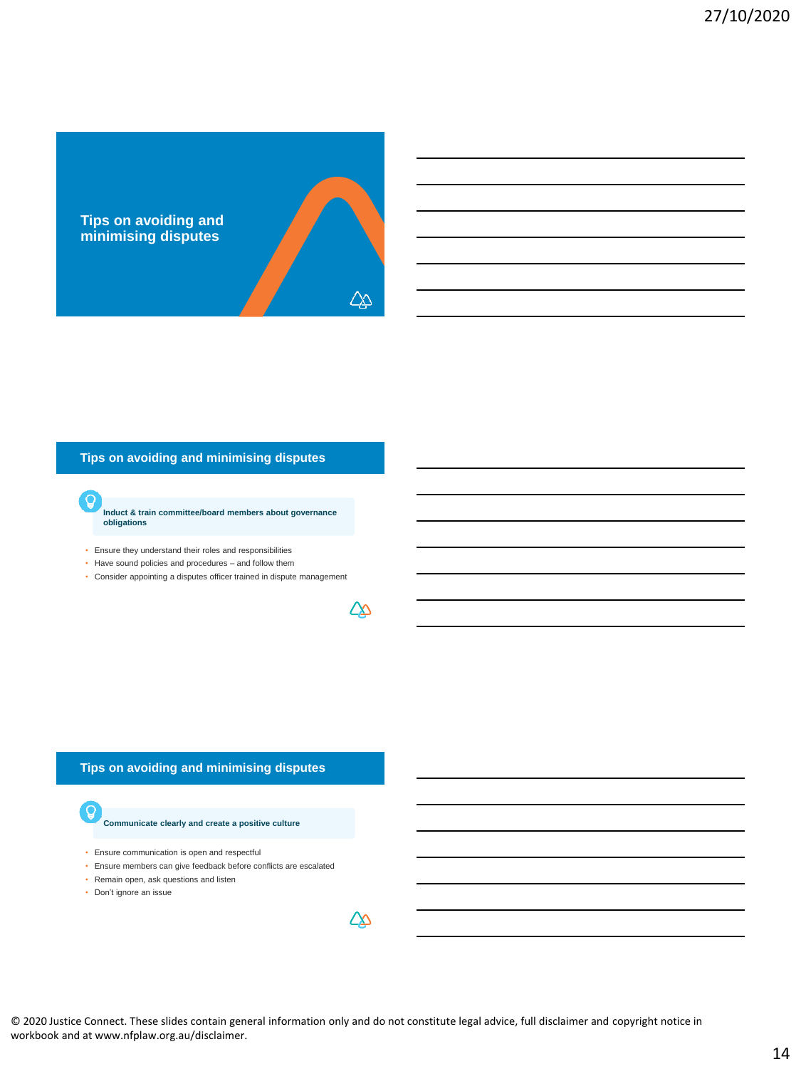## Tips on avoiding and minimising disputes

## Tips on avoiding and minimising disputes

**Induct & train committee/board members about governance obligations**

- Ensure they understand their roles and responsibilities
- Have sound policies and procedures – and follow them
- Consider appointing a disputes officer trained in dispute management

## Tips on avoiding and minimising disputes

**Communicate clearly and create a positive culture**

- Ensure communication is open and respectful
- Ensure members can give feedback before conflicts are escalated
- Remain open, ask questions and listen
- Don't ignore an issue

© 2020 Justice Connect. These slides contain general information only and do not constitute legal advice, full disclaimer and copyright notice in workbook and at www.nfplaw.org.au/disclaimer.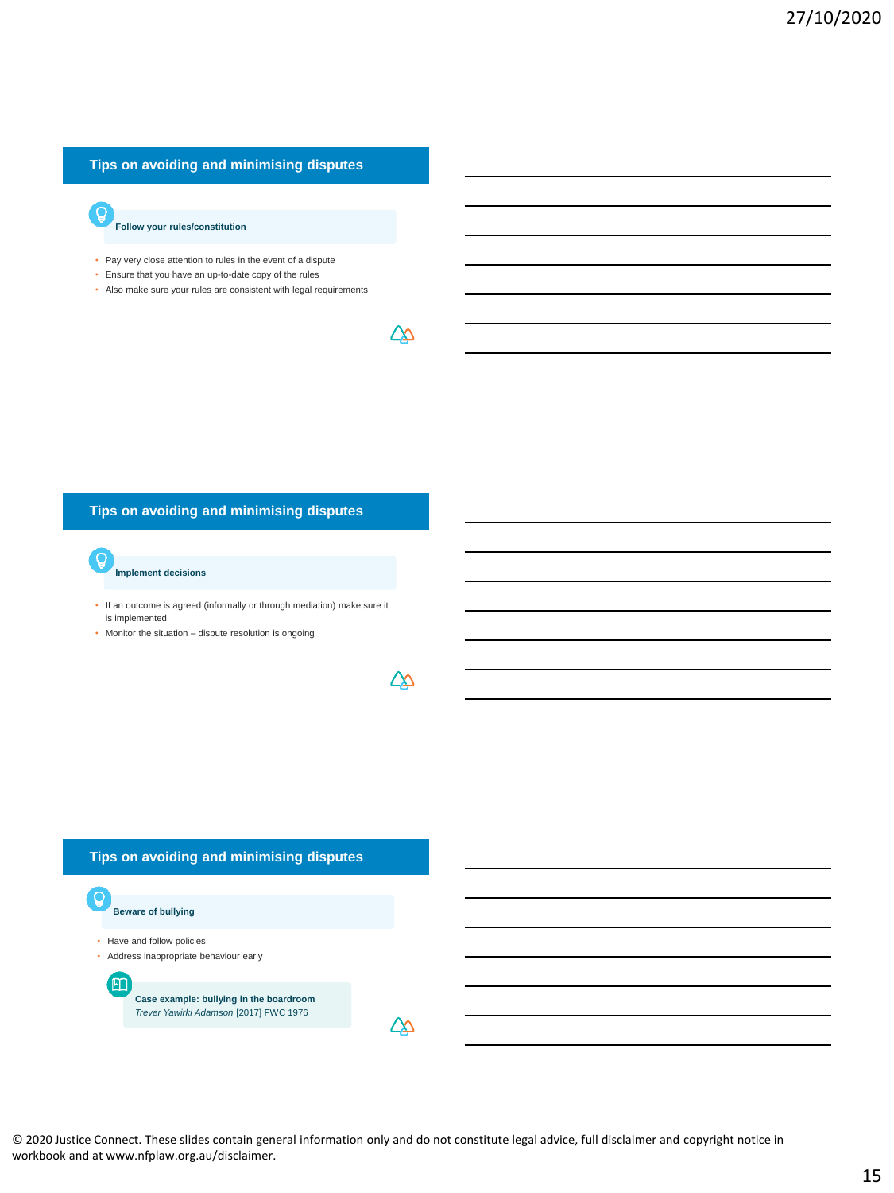## Tips on avoiding and minimising disputes

**Follow your rules/constitution**

- Pay very close attention to rules in the event of a dispute
- Ensure that you have an up-to-date copy of the rules
- Also make sure your rules are consistent with legal requirements

## Tips on avoiding and minimising disputes

**Implement decisions**

- If an outcome is agreed (informally or through mediation) make sure it is implemented
- Monitor the situation – dispute resolution is ongoing

## Tips on avoiding and minimising disputes

**Beware of bullying**

- Have and follow policies
- Address inappropriate behaviour early

**Case example: bullying in the boardroom**
*Trever Yawirki Adamson* [2017] FWC 1976

© 2020 Justice Connect. These slides contain general information only and do not constitute legal advice, full disclaimer and copyright notice in workbook and at www.nfplaw.org.au/disclaimer.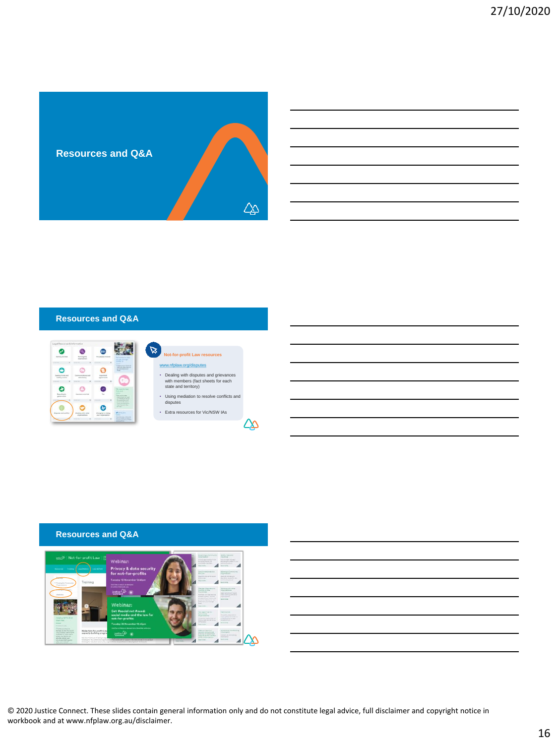## Resources and Q&A

## Resources and Q&A

**Not-for-profit Law resources**

www.nfplaw.org/disputes

- Dealing with disputes and grievances with members (fact sheets for each state and territory)
- Using mediation to resolve conflicts and disputes
- Extra resources for Vic/NSW IAs

## Resources and Q&A

© 2020 Justice Connect. These slides contain general information only and do not constitute legal advice, full disclaimer and copyright notice in workbook and at www.nfplaw.org.au/disclaimer.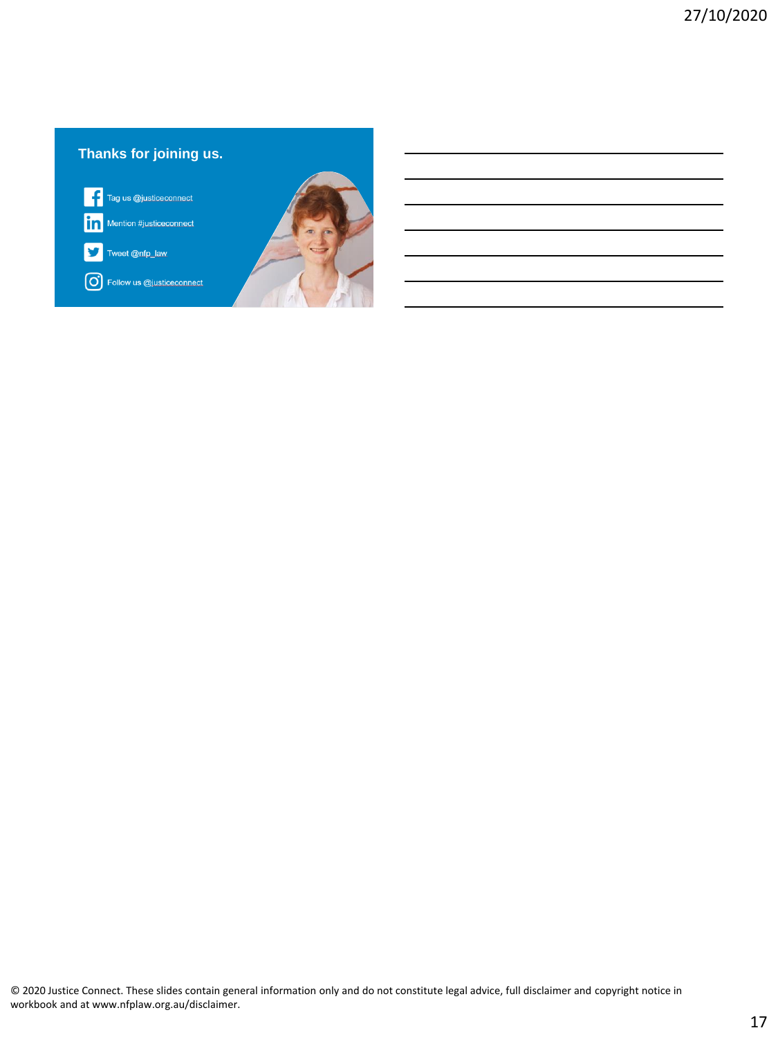## Thanks for joining us.

Tag us @justiceconnect

Mention #justiceconnect

Tweet @nfp_law

Follow us @justiceconnect

© 2020 Justice Connect. These slides contain general information only and do not constitute legal advice, full disclaimer and copyright notice in workbook and at www.nfplaw.org.au/disclaimer.